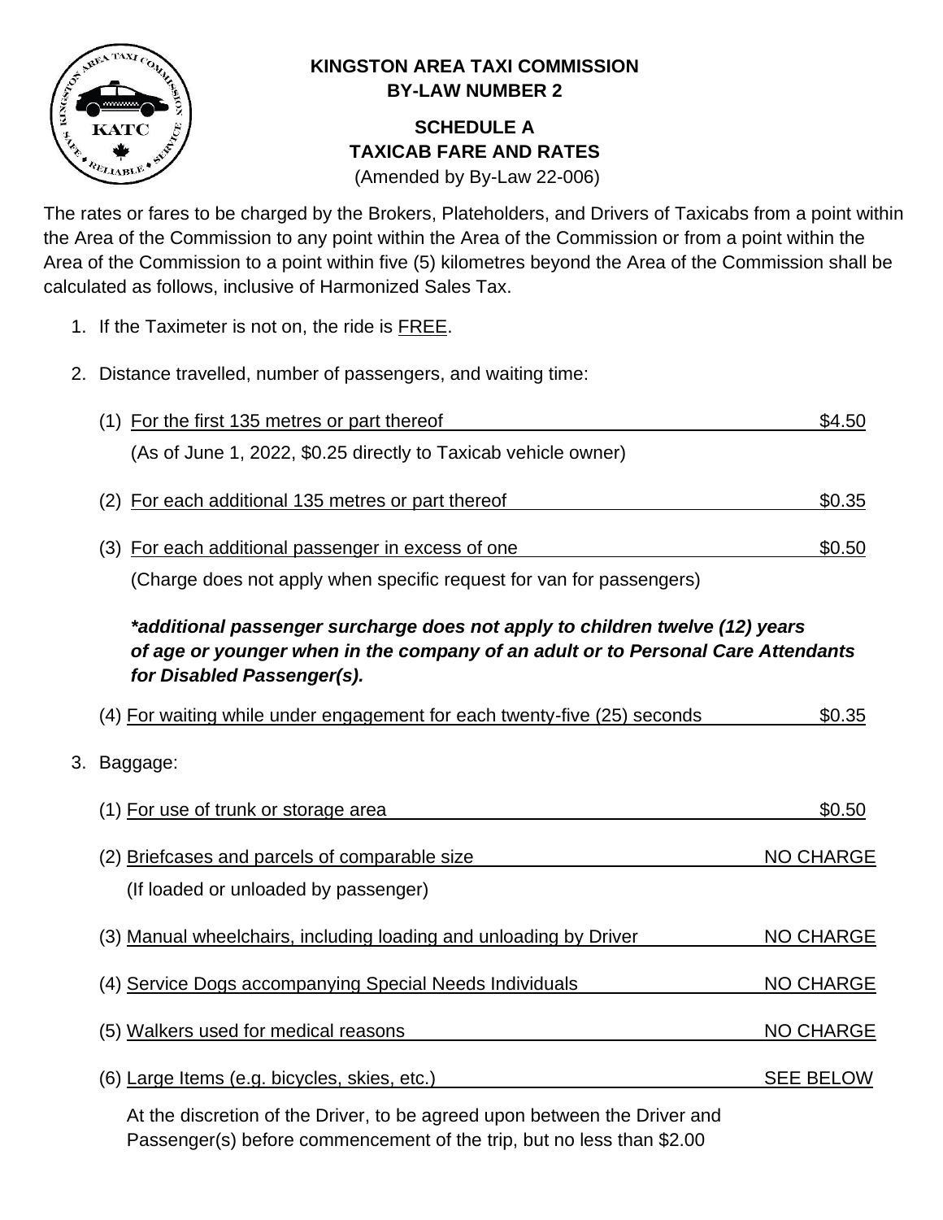**KINGSTON AREA TAXI COMMISSION**
**BY-LAW NUMBER 2**

## SCHEDULE A
## TAXICAB FARE AND RATES

(Amended by By-Law 22-006)

The rates or fares to be charged by the Brokers, Plateholders, and Drivers of Taxicabs from a point within the Area of the Commission to any point within the Area of the Commission or from a point within the Area of the Commission to a point within five (5) kilometres beyond the Area of the Commission shall be calculated as follows, inclusive of Harmonized Sales Tax.

1. If the Taximeter is not on, the ride is FREE.

2. Distance travelled, number of passengers, and waiting time:

   (1) For the first 135 metres or part thereof — $4.50

   (As of June 1, 2022, $0.25 directly to Taxicab vehicle owner)

   (2) For each additional 135 metres or part thereof — $0.35

   (3) For each additional passenger in excess of one — $0.50

   (Charge does not apply when specific request for van for passengers)

   ***additional passenger surcharge does not apply to children twelve (12) years of age or younger when in the company of an adult or to Personal Care Attendants for Disabled Passenger(s).***

   (4) For waiting while under engagement for each twenty-five (25) seconds — $0.35

3. Baggage:

   (1) For use of trunk or storage area — $0.50

   (2) Briefcases and parcels of comparable size — NO CHARGE

   (If loaded or unloaded by passenger)

   (3) Manual wheelchairs, including loading and unloading by Driver — NO CHARGE

   (4) Service Dogs accompanying Special Needs Individuals — NO CHARGE

   (5) Walkers used for medical reasons — NO CHARGE

   (6) Large Items (e.g. bicycles, skies, etc.) — SEE BELOW

   At the discretion of the Driver, to be agreed upon between the Driver and Passenger(s) before commencement of the trip, but no less than $2.00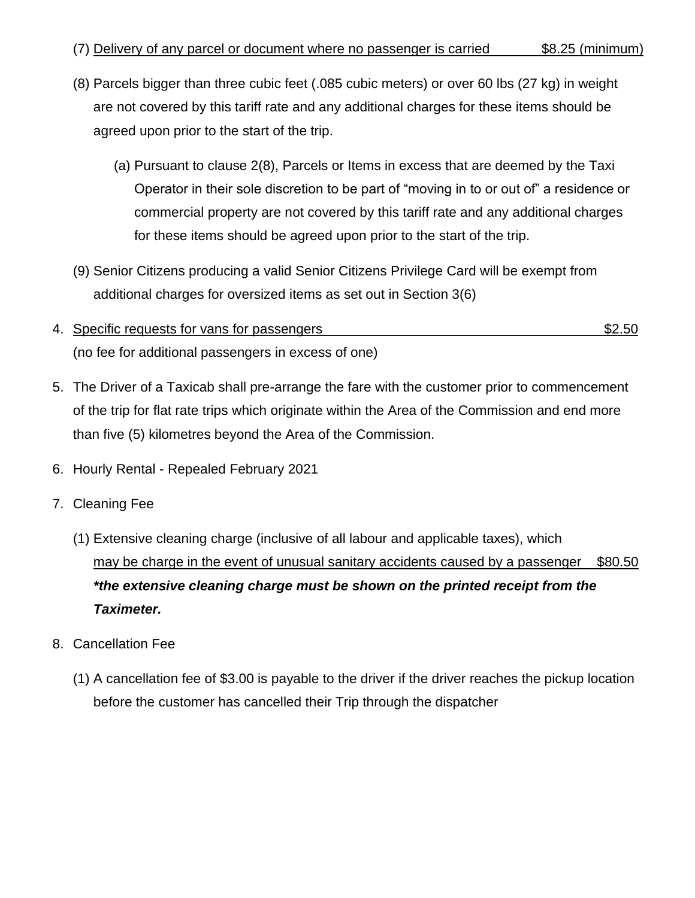(7) Delivery of any parcel or document where no passenger is carried $8.25 (minimum)

(8) Parcels bigger than three cubic feet (.085 cubic meters) or over 60 lbs (27 kg) in weight are not covered by this tariff rate and any additional charges for these items should be agreed upon prior to the start of the trip.

   (a) Pursuant to clause 2(8), Parcels or Items in excess that are deemed by the Taxi Operator in their sole discretion to be part of "moving in to or out of" a residence or commercial property are not covered by this tariff rate and any additional charges for these items should be agreed upon prior to the start of the trip.

(9) Senior Citizens producing a valid Senior Citizens Privilege Card will be exempt from additional charges for oversized items as set out in Section 3(6)

4. Specific requests for vans for passengers $2.50
   (no fee for additional passengers in excess of one)

5. The Driver of a Taxicab shall pre-arrange the fare with the customer prior to commencement of the trip for flat rate trips which originate within the Area of the Commission and end more than five (5) kilometres beyond the Area of the Commission.

6. Hourly Rental - Repealed February 2021

7. Cleaning Fee

   (1) Extensive cleaning charge (inclusive of all labour and applicable taxes), which may be charge in the event of unusual sanitary accidents caused by a passenger $80.50
   ***the extensive cleaning charge must be shown on the printed receipt from the Taximeter.***

8. Cancellation Fee

   (1) A cancellation fee of $3.00 is payable to the driver if the driver reaches the pickup location before the customer has cancelled their Trip through the dispatcher